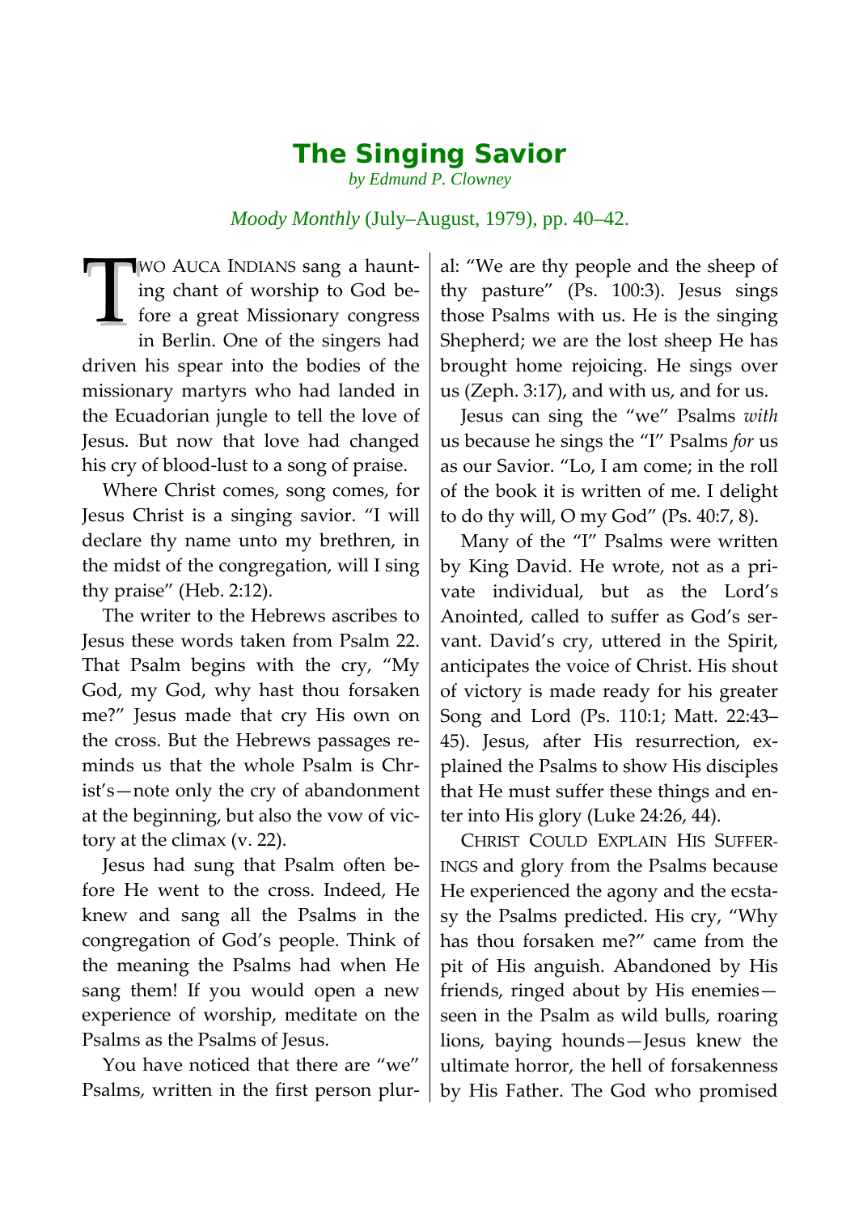# The Singing Savior

*by Edmund P. Clowney*

*Moody Monthly* (July–August, 1979), pp. 40–42.

TWO AUCA INDIANS sang a haunting chant of worship to God before a great Missionary congress in Berlin. One of the singers had driven his spear into the bodies of the missionary martyrs who had landed in the Ecuadorian jungle to tell the love of Jesus. But now that love had changed his cry of blood-lust to a song of praise.

Where Christ comes, song comes, for Jesus Christ is a singing savior. "I will declare thy name unto my brethren, in the midst of the congregation, will I sing thy praise" (Heb. 2:12).

The writer to the Hebrews ascribes to Jesus these words taken from Psalm 22. That Psalm begins with the cry, "My God, my God, why hast thou forsaken me?" Jesus made that cry His own on the cross. But the Hebrews passages reminds us that the whole Psalm is Christ's—note only the cry of abandonment at the beginning, but also the vow of victory at the climax (v. 22).

Jesus had sung that Psalm often before He went to the cross. Indeed, He knew and sang all the Psalms in the congregation of God's people. Think of the meaning the Psalms had when He sang them! If you would open a new experience of worship, meditate on the Psalms as the Psalms of Jesus.

You have noticed that there are "we" Psalms, written in the first person plural: "We are thy people and the sheep of thy pasture" (Ps. 100:3). Jesus sings those Psalms with us. He is the singing Shepherd; we are the lost sheep He has brought home rejoicing. He sings over us (Zeph. 3:17), and with us, and for us.

Jesus can sing the "we" Psalms *with* us because he sings the "I" Psalms *for* us as our Savior. "Lo, I am come; in the roll of the book it is written of me. I delight to do thy will, O my God" (Ps. 40:7, 8).

Many of the "I" Psalms were written by King David. He wrote, not as a private individual, but as the Lord's Anointed, called to suffer as God's servant. David's cry, uttered in the Spirit, anticipates the voice of Christ. His shout of victory is made ready for his greater Song and Lord (Ps. 110:1; Matt. 22:43–45). Jesus, after His resurrection, explained the Psalms to show His disciples that He must suffer these things and enter into His glory (Luke 24:26, 44).

CHRIST COULD EXPLAIN HIS SUFFERINGS and glory from the Psalms because He experienced the agony and the ecstasy the Psalms predicted. His cry, "Why has thou forsaken me?" came from the pit of His anguish. Abandoned by His friends, ringed about by His enemies—seen in the Psalm as wild bulls, roaring lions, baying hounds—Jesus knew the ultimate horror, the hell of forsakenness by His Father. The God who promised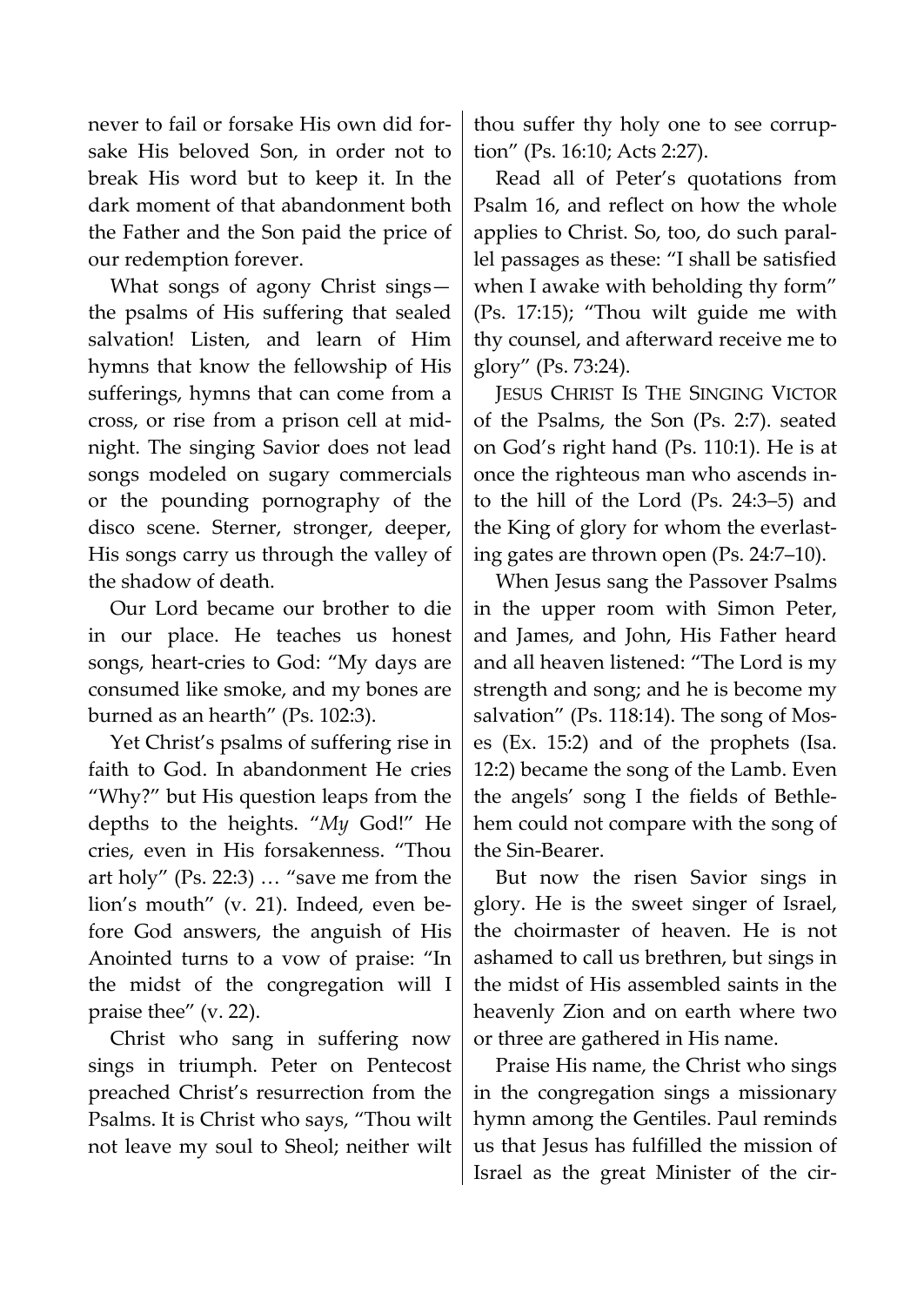never to fail or forsake His own did forsake His beloved Son, in order not to break His word but to keep it. In the dark moment of that abandonment both the Father and the Son paid the price of our redemption forever.

What songs of agony Christ sings—the psalms of His suffering that sealed salvation! Listen, and learn of Him hymns that know the fellowship of His sufferings, hymns that can come from a cross, or rise from a prison cell at midnight. The singing Savior does not lead songs modeled on sugary commercials or the pounding pornography of the disco scene. Sterner, stronger, deeper, His songs carry us through the valley of the shadow of death.

Our Lord became our brother to die in our place. He teaches us honest songs, heart-cries to God: "My days are consumed like smoke, and my bones are burned as an hearth" (Ps. 102:3).

Yet Christ's psalms of suffering rise in faith to God. In abandonment He cries "Why?" but His question leaps from the depths to the heights. "*My* God!" He cries, even in His forsakenness. "Thou art holy" (Ps. 22:3) … "save me from the lion's mouth" (v. 21). Indeed, even before God answers, the anguish of His Anointed turns to a vow of praise: "In the midst of the congregation will I praise thee" (v. 22).

Christ who sang in suffering now sings in triumph. Peter on Pentecost preached Christ's resurrection from the Psalms. It is Christ who says, "Thou wilt not leave my soul to Sheol; neither wilt thou suffer thy holy one to see corruption" (Ps. 16:10; Acts 2:27).

Read all of Peter's quotations from Psalm 16, and reflect on how the whole applies to Christ. So, too, do such parallel passages as these: "I shall be satisfied when I awake with beholding thy form" (Ps. 17:15); "Thou wilt guide me with thy counsel, and afterward receive me to glory" (Ps. 73:24).

JESUS CHRIST IS THE SINGING VICTOR of the Psalms, the Son (Ps. 2:7). seated on God's right hand (Ps. 110:1). He is at once the righteous man who ascends into the hill of the Lord (Ps. 24:3–5) and the King of glory for whom the everlasting gates are thrown open (Ps. 24:7–10).

When Jesus sang the Passover Psalms in the upper room with Simon Peter, and James, and John, His Father heard and all heaven listened: "The Lord is my strength and song; and he is become my salvation" (Ps. 118:14). The song of Moses (Ex. 15:2) and of the prophets (Isa. 12:2) became the song of the Lamb. Even the angels' song I the fields of Bethlehem could not compare with the song of the Sin-Bearer.

But now the risen Savior sings in glory. He is the sweet singer of Israel, the choirmaster of heaven. He is not ashamed to call us brethren, but sings in the midst of His assembled saints in the heavenly Zion and on earth where two or three are gathered in His name.

Praise His name, the Christ who sings in the congregation sings a missionary hymn among the Gentiles. Paul reminds us that Jesus has fulfilled the mission of Israel as the great Minister of the cir-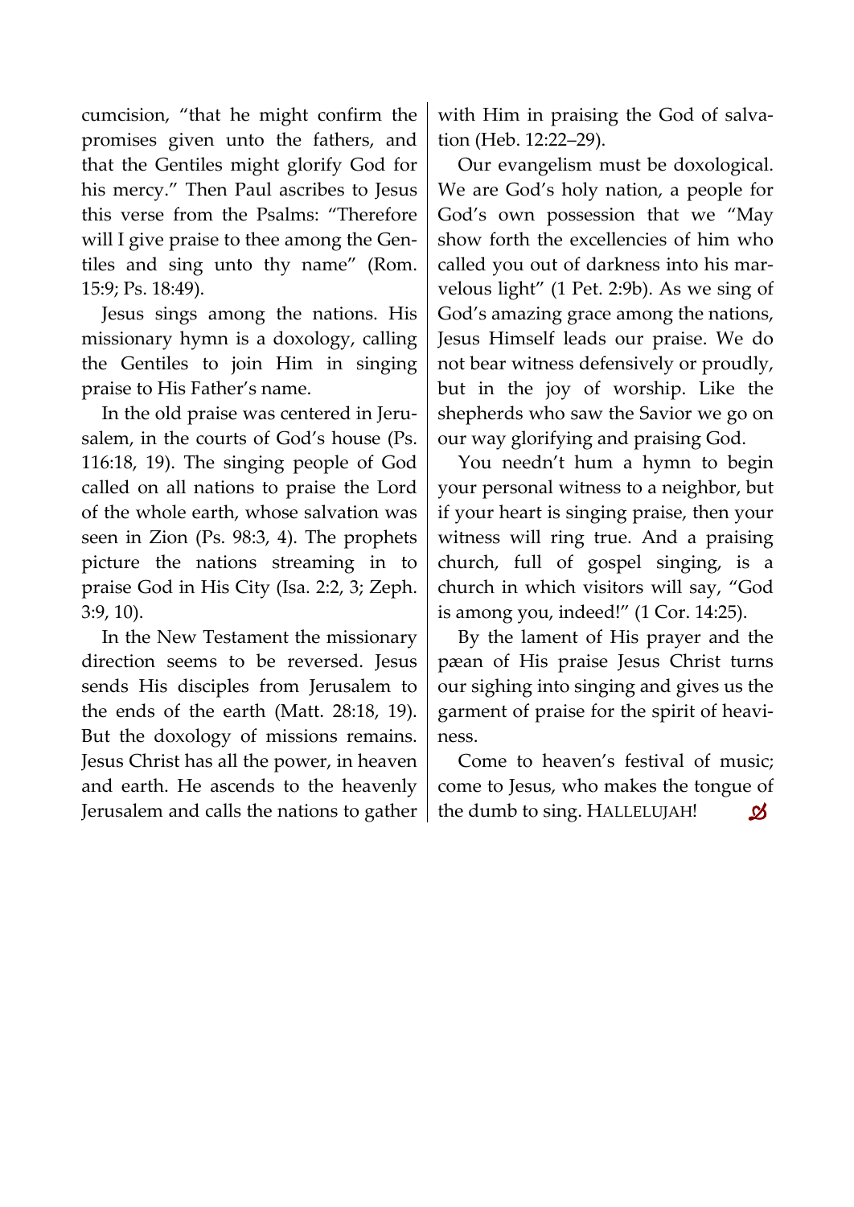cumcision, “that he might confirm the promises given unto the fathers, and that the Gentiles might glorify God for his mercy.” Then Paul ascribes to Jesus this verse from the Psalms: “Therefore will I give praise to thee among the Gentiles and sing unto thy name” (Rom. 15:9; Ps. 18:49).

Jesus sings among the nations. His missionary hymn is a doxology, calling the Gentiles to join Him in singing praise to His Father’s name.

In the old praise was centered in Jerusalem, in the courts of God’s house (Ps. 116:18, 19). The singing people of God called on all nations to praise the Lord of the whole earth, whose salvation was seen in Zion (Ps. 98:3, 4). The prophets picture the nations streaming in to praise God in His City (Isa. 2:2, 3; Zeph. 3:9, 10).

In the New Testament the missionary direction seems to be reversed. Jesus sends His disciples from Jerusalem to the ends of the earth (Matt. 28:18, 19). But the doxology of missions remains. Jesus Christ has all the power, in heaven and earth. He ascends to the heavenly Jerusalem and calls the nations to gather with Him in praising the God of salvation (Heb. 12:22–29).

Our evangelism must be doxological. We are God’s holy nation, a people for God’s own possession that we “May show forth the excellencies of him who called you out of darkness into his marvelous light” (1 Pet. 2:9b). As we sing of God’s amazing grace among the nations, Jesus Himself leads our praise. We do not bear witness defensively or proudly, but in the joy of worship. Like the shepherds who saw the Savior we go on our way glorifying and praising God.

You needn’t hum a hymn to begin your personal witness to a neighbor, but if your heart is singing praise, then your witness will ring true. And a praising church, full of gospel singing, is a church in which visitors will say, “God is among you, indeed!” (1 Cor. 14:25).

By the lament of His prayer and the pæan of His praise Jesus Christ turns our sighing into singing and gives us the garment of praise for the spirit of heaviness.

Come to heaven’s festival of music; come to Jesus, who makes the tongue of the dumb to sing. HALLELUJAH!